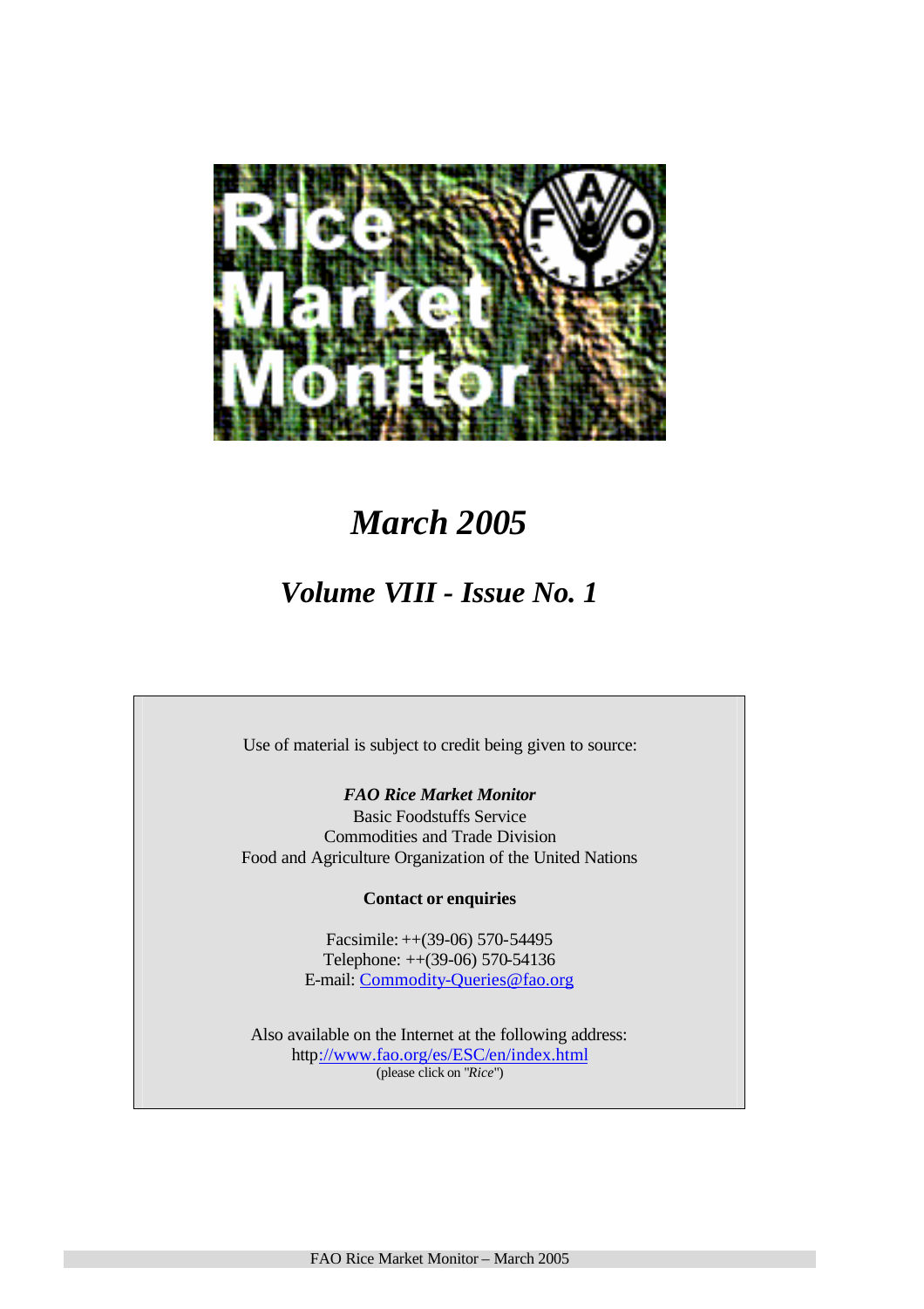# Rice Market Monitor

## *March 2005*

## *Volume VIII - Issue No. 1*

Use of material is subject to credit being given to source:

***FAO Rice Market Monitor***
Basic Foodstuffs Service
Commodities and Trade Division
Food and Agriculture Organization of the United Nations

**Contact or enquiries**

Facsimile: ++(39-06) 570-54495
Telephone: ++(39-06) 570-54136
E-mail: Commodity-Queries@fao.org

Also available on the Internet at the following address:
http://www.fao.org/es/ESC/en/index.html
(please click on "*Rice*")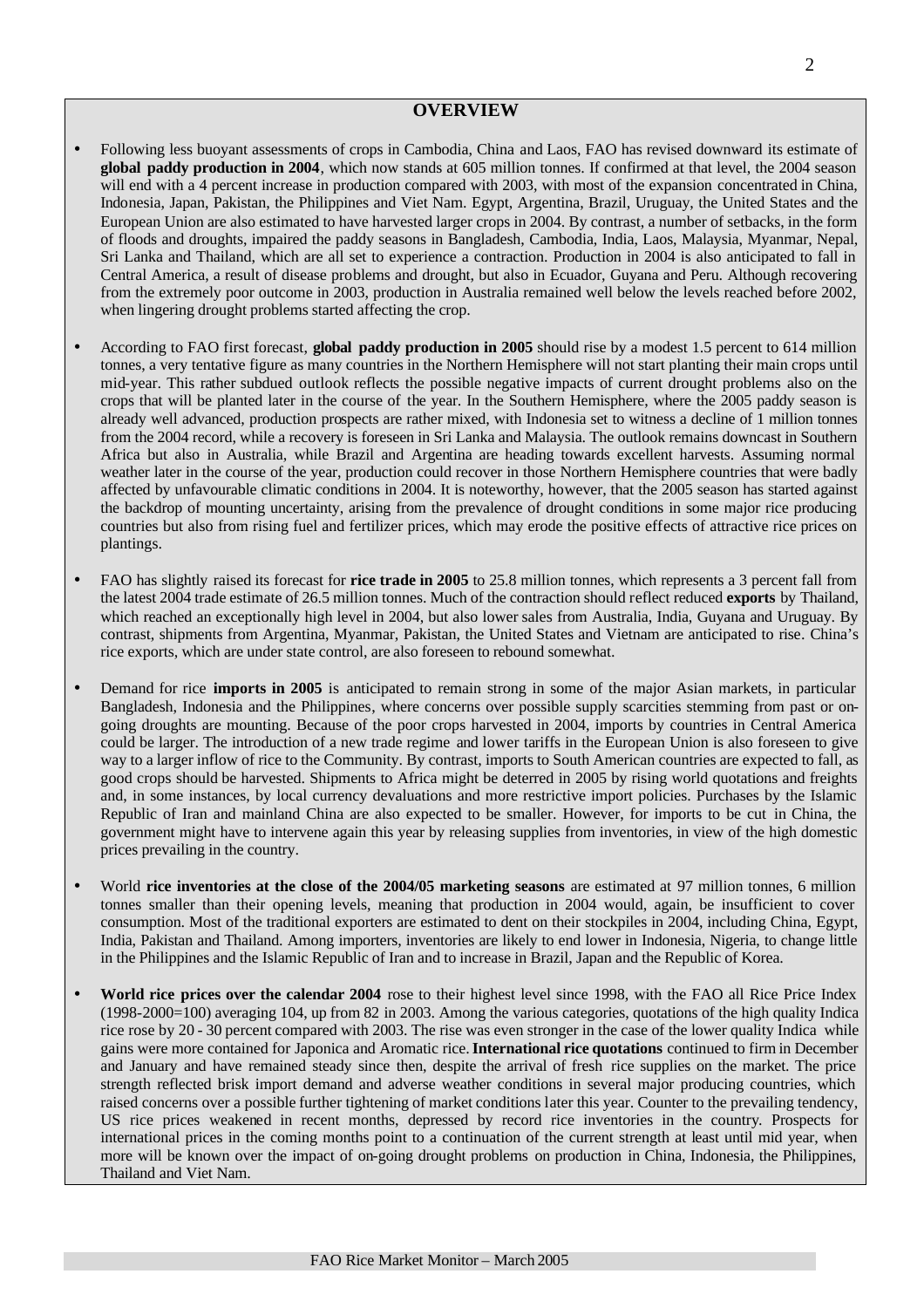## OVERVIEW

- Following less buoyant assessments of crops in Cambodia, China and Laos, FAO has revised downward its estimate of **global paddy production in 2004**, which now stands at 605 million tonnes. If confirmed at that level, the 2004 season will end with a 4 percent increase in production compared with 2003, with most of the expansion concentrated in China, Indonesia, Japan, Pakistan, the Philippines and Viet Nam. Egypt, Argentina, Brazil, Uruguay, the United States and the European Union are also estimated to have harvested larger crops in 2004. By contrast, a number of setbacks, in the form of floods and droughts, impaired the paddy seasons in Bangladesh, Cambodia, India, Laos, Malaysia, Myanmar, Nepal, Sri Lanka and Thailand, which are all set to experience a contraction. Production in 2004 is also anticipated to fall in Central America, a result of disease problems and drought, but also in Ecuador, Guyana and Peru. Although recovering from the extremely poor outcome in 2003, production in Australia remained well below the levels reached before 2002, when lingering drought problems started affecting the crop.

- According to FAO first forecast, **global paddy production in 2005** should rise by a modest 1.5 percent to 614 million tonnes, a very tentative figure as many countries in the Northern Hemisphere will not start planting their main crops until mid-year. This rather subdued outlook reflects the possible negative impacts of current drought problems also on the crops that will be planted later in the course of the year. In the Southern Hemisphere, where the 2005 paddy season is already well advanced, production prospects are rather mixed, with Indonesia set to witness a decline of 1 million tonnes from the 2004 record, while a recovery is foreseen in Sri Lanka and Malaysia. The outlook remains downcast in Southern Africa but also in Australia, while Brazil and Argentina are heading towards excellent harvests. Assuming normal weather later in the course of the year, production could recover in those Northern Hemisphere countries that were badly affected by unfavourable climatic conditions in 2004. It is noteworthy, however, that the 2005 season has started against the backdrop of mounting uncertainty, arising from the prevalence of drought conditions in some major rice producing countries but also from rising fuel and fertilizer prices, which may erode the positive effects of attractive rice prices on plantings.

- FAO has slightly raised its forecast for **rice trade in 2005** to 25.8 million tonnes, which represents a 3 percent fall from the latest 2004 trade estimate of 26.5 million tonnes. Much of the contraction should reflect reduced **exports** by Thailand, which reached an exceptionally high level in 2004, but also lower sales from Australia, India, Guyana and Uruguay. By contrast, shipments from Argentina, Myanmar, Pakistan, the United States and Vietnam are anticipated to rise. China's rice exports, which are under state control, are also foreseen to rebound somewhat.

- Demand for rice **imports in 2005** is anticipated to remain strong in some of the major Asian markets, in particular Bangladesh, Indonesia and the Philippines, where concerns over possible supply scarcities stemming from past or on-going droughts are mounting. Because of the poor crops harvested in 2004, imports by countries in Central America could be larger. The introduction of a new trade regime and lower tariffs in the European Union is also foreseen to give way to a larger inflow of rice to the Community. By contrast, imports to South American countries are expected to fall, as good crops should be harvested. Shipments to Africa might be deterred in 2005 by rising world quotations and freights and, in some instances, by local currency devaluations and more restrictive import policies. Purchases by the Islamic Republic of Iran and mainland China are also expected to be smaller. However, for imports to be cut in China, the government might have to intervene again this year by releasing supplies from inventories, in view of the high domestic prices prevailing in the country.

- World **rice inventories at the close of the 2004/05 marketing seasons** are estimated at 97 million tonnes, 6 million tonnes smaller than their opening levels, meaning that production in 2004 would, again, be insufficient to cover consumption. Most of the traditional exporters are estimated to dent on their stockpiles in 2004, including China, Egypt, India, Pakistan and Thailand. Among importers, inventories are likely to end lower in Indonesia, Nigeria, to change little in the Philippines and the Islamic Republic of Iran and to increase in Brazil, Japan and the Republic of Korea.

- **World rice prices over the calendar 2004** rose to their highest level since 1998, with the FAO all Rice Price Index (1998-2000=100) averaging 104, up from 82 in 2003. Among the various categories, quotations of the high quality Indica rice rose by 20 - 30 percent compared with 2003. The rise was even stronger in the case of the lower quality Indica while gains were more contained for Japonica and Aromatic rice. **International rice quotations** continued to firm in December and January and have remained steady since then, despite the arrival of fresh rice supplies on the market. The price strength reflected brisk import demand and adverse weather conditions in several major producing countries, which raised concerns over a possible further tightening of market conditions later this year. Counter to the prevailing tendency, US rice prices weakened in recent months, depressed by record rice inventories in the country. Prospects for international prices in the coming months point to a continuation of the current strength at least until mid year, when more will be known over the impact of on-going drought problems on production in China, Indonesia, the Philippines, Thailand and Viet Nam.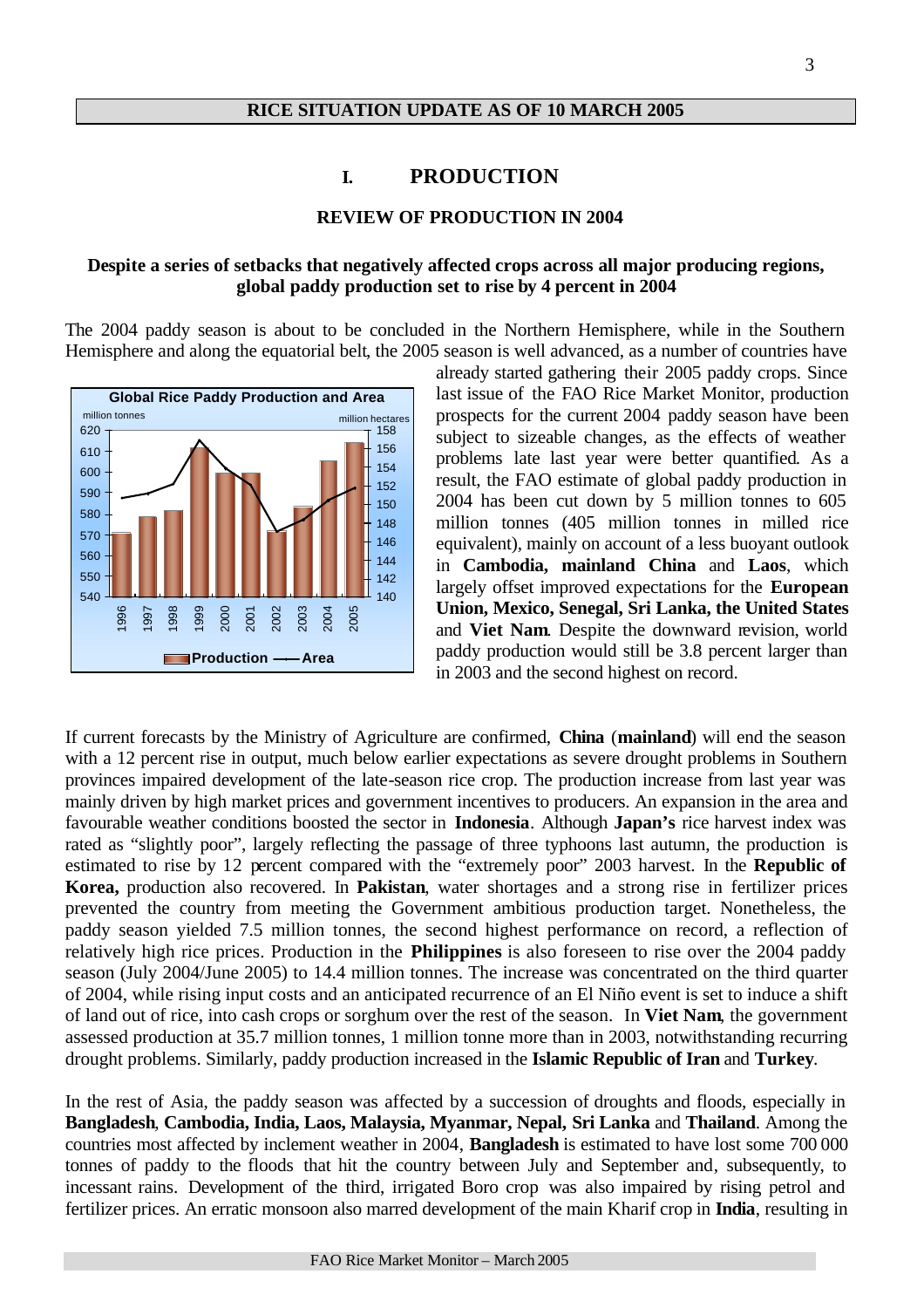**RICE SITUATION UPDATE AS OF 10 MARCH 2005**

# I. PRODUCTION

## REVIEW OF PRODUCTION IN 2004

**Despite a series of setbacks that negatively affected crops across all major producing regions, global paddy production set to rise by 4 percent in 2004**

The 2004 paddy season is about to be concluded in the Northern Hemisphere, while in the Southern Hemisphere and along the equatorial belt, the 2005 season is well advanced, as a number of countries have already started gathering their 2005 paddy crops. Since last issue of the FAO Rice Market Monitor, production prospects for the current 2004 paddy season have been subject to sizeable changes, as the effects of weather problems late last year were better quantified. As a result, the FAO estimate of global paddy production in 2004 has been cut down by 5 million tonnes to 605 million tonnes (405 million tonnes in milled rice equivalent), mainly on account of a less buoyant outlook in **Cambodia, mainland China** and **Laos**, which largely offset improved expectations for the **European Union, Mexico, Senegal, Sri Lanka, the United States** and **Viet Nam**. Despite the downward revision, world paddy production would still be 3.8 percent larger than in 2003 and the second highest on record.

If current forecasts by the Ministry of Agriculture are confirmed, **China** (**mainland**) will end the season with a 12 percent rise in output, much below earlier expectations as severe drought problems in Southern provinces impaired development of the late-season rice crop. The production increase from last year was mainly driven by high market prices and government incentives to producers. An expansion in the area and favourable weather conditions boosted the sector in **Indonesia**. Although **Japan's** rice harvest index was rated as "slightly poor", largely reflecting the passage of three typhoons last autumn, the production is estimated to rise by 12 percent compared with the "extremely poor" 2003 harvest. In the **Republic of Korea,** production also recovered. In **Pakistan**, water shortages and a strong rise in fertilizer prices prevented the country from meeting the Government ambitious production target. Nonetheless, the paddy season yielded 7.5 million tonnes, the second highest performance on record, a reflection of relatively high rice prices. Production in the **Philippines** is also foreseen to rise over the 2004 paddy season (July 2004/June 2005) to 14.4 million tonnes. The increase was concentrated on the third quarter of 2004, while rising input costs and an anticipated recurrence of an El Niño event is set to induce a shift of land out of rice, into cash crops or sorghum over the rest of the season. In **Viet Nam**, the government assessed production at 35.7 million tonnes, 1 million tonne more than in 2003, notwithstanding recurring drought problems. Similarly, paddy production increased in the **Islamic Republic of Iran** and **Turkey**.

In the rest of Asia, the paddy season was affected by a succession of droughts and floods, especially in **Bangladesh**, **Cambodia, India, Laos, Malaysia, Myanmar, Nepal, Sri Lanka** and **Thailand**. Among the countries most affected by inclement weather in 2004, **Bangladesh** is estimated to have lost some 700 000 tonnes of paddy to the floods that hit the country between July and September and, subsequently, to incessant rains. Development of the third, irrigated Boro crop was also impaired by rising petrol and fertilizer prices. An erratic monsoon also marred development of the main Kharif crop in **India**, resulting in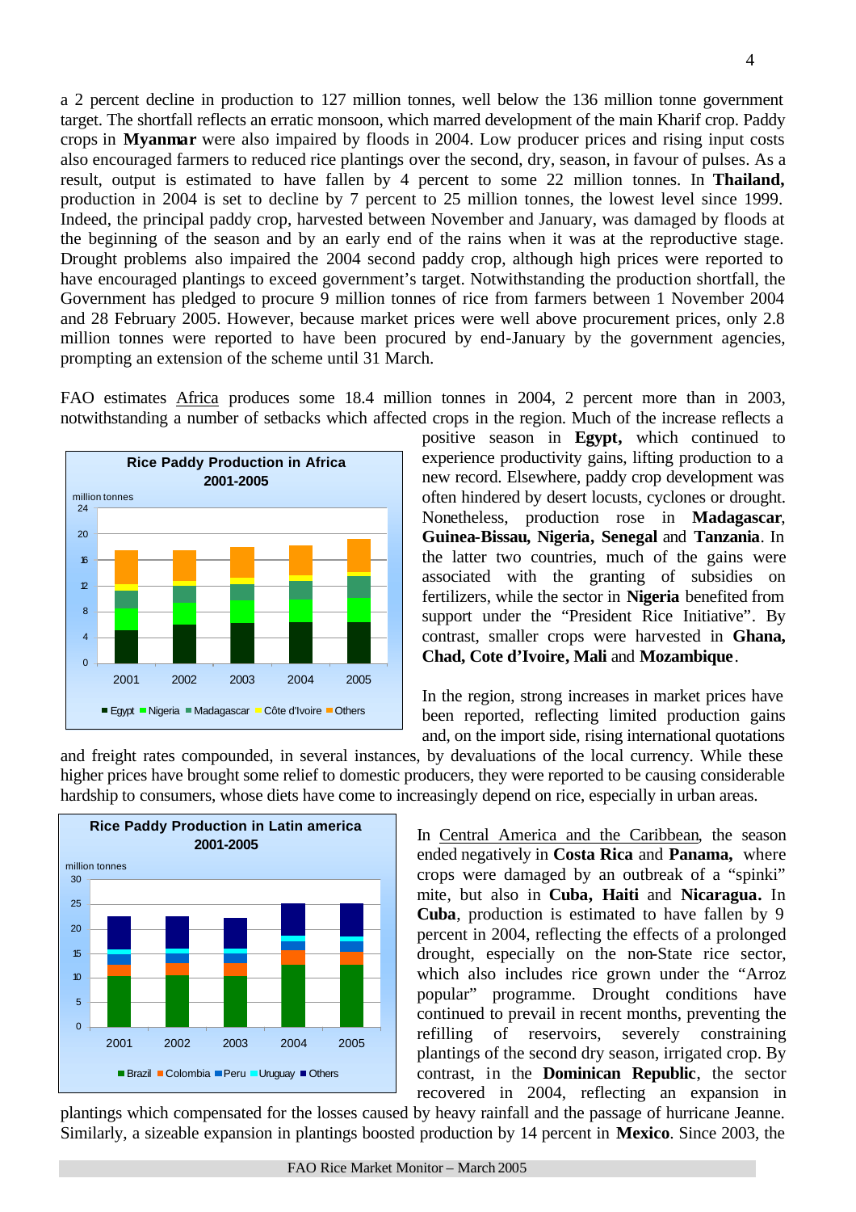a 2 percent decline in production to 127 million tonnes, well below the 136 million tonne government target. The shortfall reflects an erratic monsoon, which marred development of the main Kharif crop. Paddy crops in **Myanmar** were also impaired by floods in 2004. Low producer prices and rising input costs also encouraged farmers to reduced rice plantings over the second, dry, season, in favour of pulses. As a result, output is estimated to have fallen by 4 percent to some 22 million tonnes. In **Thailand,** production in 2004 is set to decline by 7 percent to 25 million tonnes, the lowest level since 1999. Indeed, the principal paddy crop, harvested between November and January, was damaged by floods at the beginning of the season and by an early end of the rains when it was at the reproductive stage. Drought problems also impaired the 2004 second paddy crop, although high prices were reported to have encouraged plantings to exceed government's target. Notwithstanding the production shortfall, the Government has pledged to procure 9 million tonnes of rice from farmers between 1 November 2004 and 28 February 2005. However, because market prices were well above procurement prices, only 2.8 million tonnes were reported to have been procured by end-January by the government agencies, prompting an extension of the scheme until 31 March.

FAO estimates Africa produces some 18.4 million tonnes in 2004, 2 percent more than in 2003, notwithstanding a number of setbacks which affected crops in the region. Much of the increase reflects a positive season in **Egypt,** which continued to experience productivity gains, lifting production to a new record. Elsewhere, paddy crop development was often hindered by desert locusts, cyclones or drought. Nonetheless, production rose in **Madagascar**, **Guinea-Bissau, Nigeria, Senegal** and **Tanzania**. In the latter two countries, much of the gains were associated with the granting of subsidies on fertilizers, while the sector in **Nigeria** benefited from support under the "President Rice Initiative". By contrast, smaller crops were harvested in **Ghana, Chad, Cote d'Ivoire, Mali** and **Mozambique**.

**Rice Paddy Production in Africa 2001-2005**

In the region, strong increases in market prices have been reported, reflecting limited production gains and, on the import side, rising international quotations and freight rates compounded, in several instances, by devaluations of the local currency. While these higher prices have brought some relief to domestic producers, they were reported to be causing considerable hardship to consumers, whose diets have come to increasingly depend on rice, especially in urban areas.

**Rice Paddy Production in Latin america 2001-2005**

In Central America and the Caribbean, the season ended negatively in **Costa Rica** and **Panama,** where crops were damaged by an outbreak of a "spinki" mite, but also in **Cuba, Haiti** and **Nicaragua.** In **Cuba**, production is estimated to have fallen by 9 percent in 2004, reflecting the effects of a prolonged drought, especially on the non-State rice sector, which also includes rice grown under the "Arroz popular" programme. Drought conditions have continued to prevail in recent months, preventing the refilling of reservoirs, severely constraining plantings of the second dry season, irrigated crop. By contrast, in the **Dominican Republic**, the sector recovered in 2004, reflecting an expansion in plantings which compensated for the losses caused by heavy rainfall and the passage of hurricane Jeanne. Similarly, a sizeable expansion in plantings boosted production by 14 percent in **Mexico**. Since 2003, the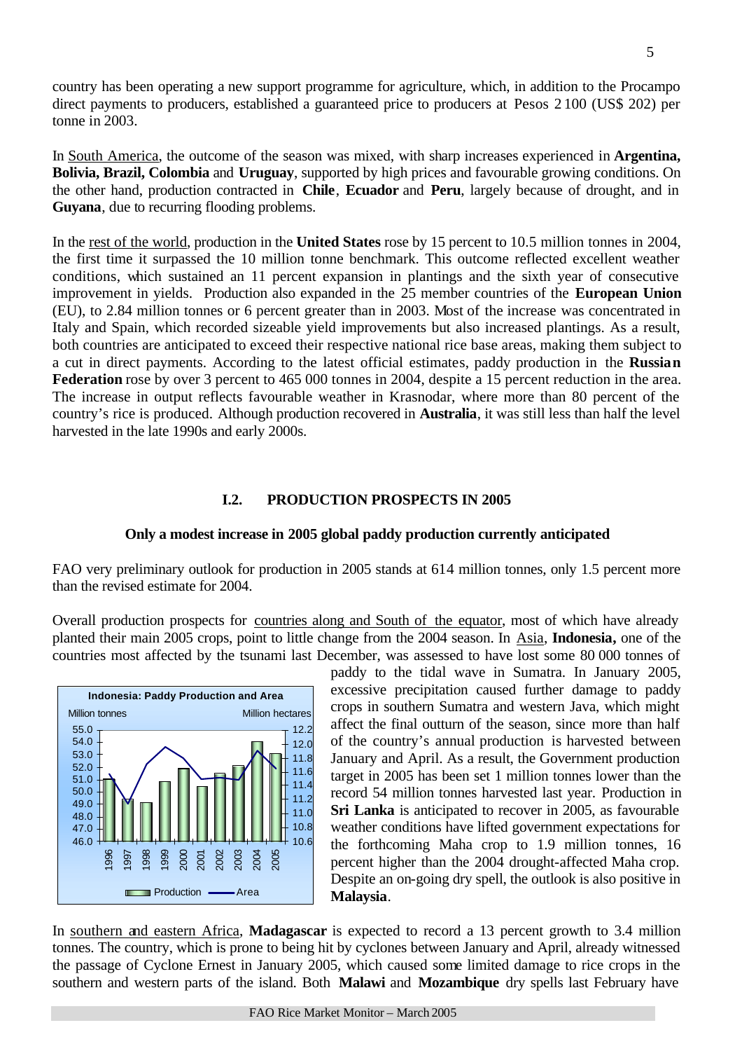country has been operating a new support programme for agriculture, which, in addition to the Procampo direct payments to producers, established a guaranteed price to producers at Pesos 2 100 (US$ 202) per tonne in 2003.

In South America, the outcome of the season was mixed, with sharp increases experienced in **Argentina, Bolivia, Brazil, Colombia** and **Uruguay**, supported by high prices and favourable growing conditions. On the other hand, production contracted in **Chile**, **Ecuador** and **Peru**, largely because of drought, and in **Guyana**, due to recurring flooding problems.

In the rest of the world, production in the **United States** rose by 15 percent to 10.5 million tonnes in 2004, the first time it surpassed the 10 million tonne benchmark. This outcome reflected excellent weather conditions, which sustained an 11 percent expansion in plantings and the sixth year of consecutive improvement in yields. Production also expanded in the 25 member countries of the **European Union** (EU), to 2.84 million tonnes or 6 percent greater than in 2003. Most of the increase was concentrated in Italy and Spain, which recorded sizeable yield improvements but also increased plantings. As a result, both countries are anticipated to exceed their respective national rice base areas, making them subject to a cut in direct payments. According to the latest official estimates, paddy production in the **Russian Federation** rose by over 3 percent to 465 000 tonnes in 2004, despite a 15 percent reduction in the area. The increase in output reflects favourable weather in Krasnodar, where more than 80 percent of the country's rice is produced. Although production recovered in **Australia**, it was still less than half the level harvested in the late 1990s and early 2000s.

## I.2. PRODUCTION PROSPECTS IN 2005

### Only a modest increase in 2005 global paddy production currently anticipated

FAO very preliminary outlook for production in 2005 stands at 614 million tonnes, only 1.5 percent more than the revised estimate for 2004.

Overall production prospects for countries along and South of the equator, most of which have already planted their main 2005 crops, point to little change from the 2004 season. In Asia, **Indonesia,** one of the countries most affected by the tsunami last December, was assessed to have lost some 80 000 tonnes of paddy to the tidal wave in Sumatra. In January 2005, excessive precipitation caused further damage to paddy crops in southern Sumatra and western Java, which might affect the final outturn of the season, since more than half of the country's annual production is harvested between January and April. As a result, the Government production target in 2005 has been set 1 million tonnes lower than the record 54 million tonnes harvested last year. Production in **Sri Lanka** is anticipated to recover in 2005, as favourable weather conditions have lifted government expectations for the forthcoming Maha crop to 1.9 million tonnes, 16 percent higher than the 2004 drought-affected Maha crop. Despite an on-going dry spell, the outlook is also positive in **Malaysia**.

**Indonesia: Paddy Production and Area**

In southern and eastern Africa, **Madagascar** is expected to record a 13 percent growth to 3.4 million tonnes. The country, which is prone to being hit by cyclones between January and April, already witnessed the passage of Cyclone Ernest in January 2005, which caused some limited damage to rice crops in the southern and western parts of the island. Both **Malawi** and **Mozambique** dry spells last February have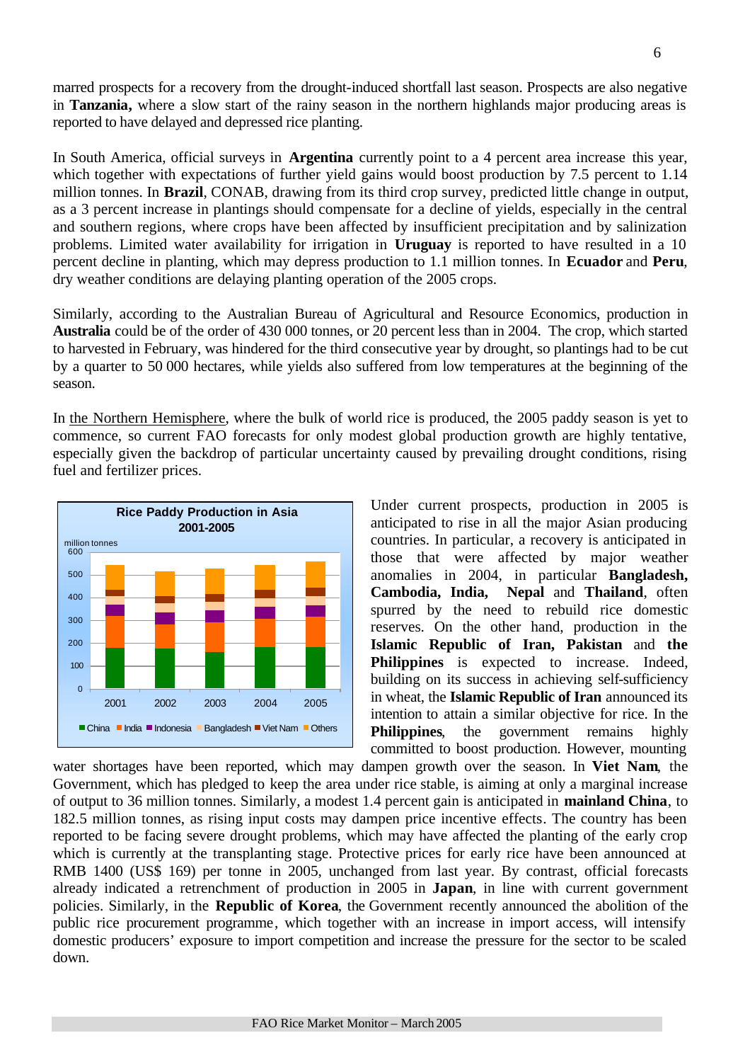marred prospects for a recovery from the drought-induced shortfall last season. Prospects are also negative in **Tanzania,** where a slow start of the rainy season in the northern highlands major producing areas is reported to have delayed and depressed rice planting.

In South America, official surveys in **Argentina** currently point to a 4 percent area increase this year, which together with expectations of further yield gains would boost production by 7.5 percent to 1.14 million tonnes. In **Brazil**, CONAB, drawing from its third crop survey, predicted little change in output, as a 3 percent increase in plantings should compensate for a decline of yields, especially in the central and southern regions, where crops have been affected by insufficient precipitation and by salinization problems. Limited water availability for irrigation in **Uruguay** is reported to have resulted in a 10 percent decline in planting, which may depress production to 1.1 million tonnes. In **Ecuador** and **Peru**, dry weather conditions are delaying planting operation of the 2005 crops.

Similarly, according to the Australian Bureau of Agricultural and Resource Economics, production in **Australia** could be of the order of 430 000 tonnes, or 20 percent less than in 2004. The crop, which started to harvested in February, was hindered for the third consecutive year by drought, so plantings had to be cut by a quarter to 50 000 hectares, while yields also suffered from low temperatures at the beginning of the season.

In the Northern Hemisphere, where the bulk of world rice is produced, the 2005 paddy season is yet to commence, so current FAO forecasts for only modest global production growth are highly tentative, especially given the backdrop of particular uncertainty caused by prevailing drought conditions, rising fuel and fertilizer prices.

**Rice Paddy Production in Asia 2001-2005**

million tonnes

China | India | Indonesia | Bangladesh | Viet Nam | Others

Under current prospects, production in 2005 is anticipated to rise in all the major Asian producing countries. In particular, a recovery is anticipated in those that were affected by major weather anomalies in 2004, in particular **Bangladesh, Cambodia, India, Nepal** and **Thailand**, often spurred by the need to rebuild rice domestic reserves. On the other hand, production in the **Islamic Republic of Iran, Pakistan** and **the Philippines** is expected to increase. Indeed, building on its success in achieving self-sufficiency in wheat, the **Islamic Republic of Iran** announced its intention to attain a similar objective for rice. In the **Philippines**, the government remains highly committed to boost production. However, mounting water shortages have been reported, which may dampen growth over the season. In **Viet Nam**, the Government, which has pledged to keep the area under rice stable, is aiming at only a marginal increase of output to 36 million tonnes. Similarly, a modest 1.4 percent gain is anticipated in **mainland China**, to 182.5 million tonnes, as rising input costs may dampen price incentive effects. The country has been reported to be facing severe drought problems, which may have affected the planting of the early crop which is currently at the transplanting stage. Protective prices for early rice have been announced at RMB 1400 (US$ 169) per tonne in 2005, unchanged from last year. By contrast, official forecasts already indicated a retrenchment of production in 2005 in **Japan**, in line with current government policies. Similarly, in the **Republic of Korea**, the Government recently announced the abolition of the public rice procurement programme, which together with an increase in import access, will intensify domestic producers' exposure to import competition and increase the pressure for the sector to be scaled down.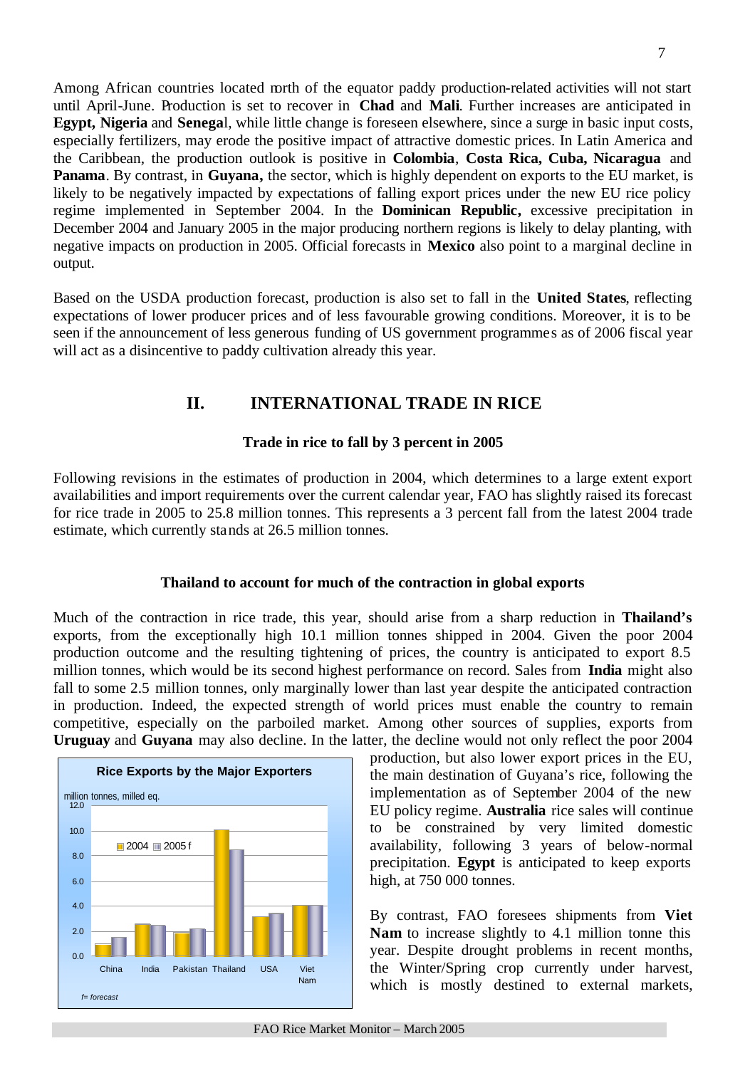Among African countries located north of the equator paddy production-related activities will not start until April-June. Production is set to recover in **Chad** and **Mali**. Further increases are anticipated in **Egypt, Nigeria** and **Senegal**, while little change is foreseen elsewhere, since a surge in basic input costs, especially fertilizers, may erode the positive impact of attractive domestic prices. In Latin America and the Caribbean, the production outlook is positive in **Colombia**, **Costa Rica, Cuba, Nicaragua** and **Panama**. By contrast, in **Guyana,** the sector, which is highly dependent on exports to the EU market, is likely to be negatively impacted by expectations of falling export prices under the new EU rice policy regime implemented in September 2004. In the **Dominican Republic,** excessive precipitation in December 2004 and January 2005 in the major producing northern regions is likely to delay planting, with negative impacts on production in 2005. Official forecasts in **Mexico** also point to a marginal decline in output.

Based on the USDA production forecast, production is also set to fall in the **United States**, reflecting expectations of lower producer prices and of less favourable growing conditions. Moreover, it is to be seen if the announcement of less generous funding of US government programmes as of 2006 fiscal year will act as a disincentive to paddy cultivation already this year.

## II. INTERNATIONAL TRADE IN RICE

### Trade in rice to fall by 3 percent in 2005

Following revisions in the estimates of production in 2004, which determines to a large extent export availabilities and import requirements over the current calendar year, FAO has slightly raised its forecast for rice trade in 2005 to 25.8 million tonnes. This represents a 3 percent fall from the latest 2004 trade estimate, which currently stands at 26.5 million tonnes.

### Thailand to account for much of the contraction in global exports

Much of the contraction in rice trade, this year, should arise from a sharp reduction in **Thailand's** exports, from the exceptionally high 10.1 million tonnes shipped in 2004. Given the poor 2004 production outcome and the resulting tightening of prices, the country is anticipated to export 8.5 million tonnes, which would be its second highest performance on record. Sales from **India** might also fall to some 2.5 million tonnes, only marginally lower than last year despite the anticipated contraction in production. Indeed, the expected strength of world prices must enable the country to remain competitive, especially on the parboiled market. Among other sources of supplies, exports from **Uruguay** and **Guyana** may also decline. In the latter, the decline would not only reflect the poor 2004 production, but also lower export prices in the EU, the main destination of Guyana's rice, following the implementation as of September 2004 of the new EU policy regime. **Australia** rice sales will continue to be constrained by very limited domestic availability, following 3 years of below-normal precipitation. **Egypt** is anticipated to keep exports high, at 750 000 tonnes.

**Rice Exports by the Major Exporters**

million tonnes, milled eq.

| | 2004 | 2005 f |
|---|---|---|
| China | 1.0 | 1.5 |
| India | 2.6 | 2.5 |
| Pakistan | 1.9 | 2.2 |
| Thailand | 10.1 | 8.5 |
| USA | 3.2 | 3.5 |
| Viet Nam | 4.1 | 4.1 |

*f= forecast*

By contrast, FAO foresees shipments from **Viet Nam** to increase slightly to 4.1 million tonne this year. Despite drought problems in recent months, the Winter/Spring crop currently under harvest, which is mostly destined to external markets,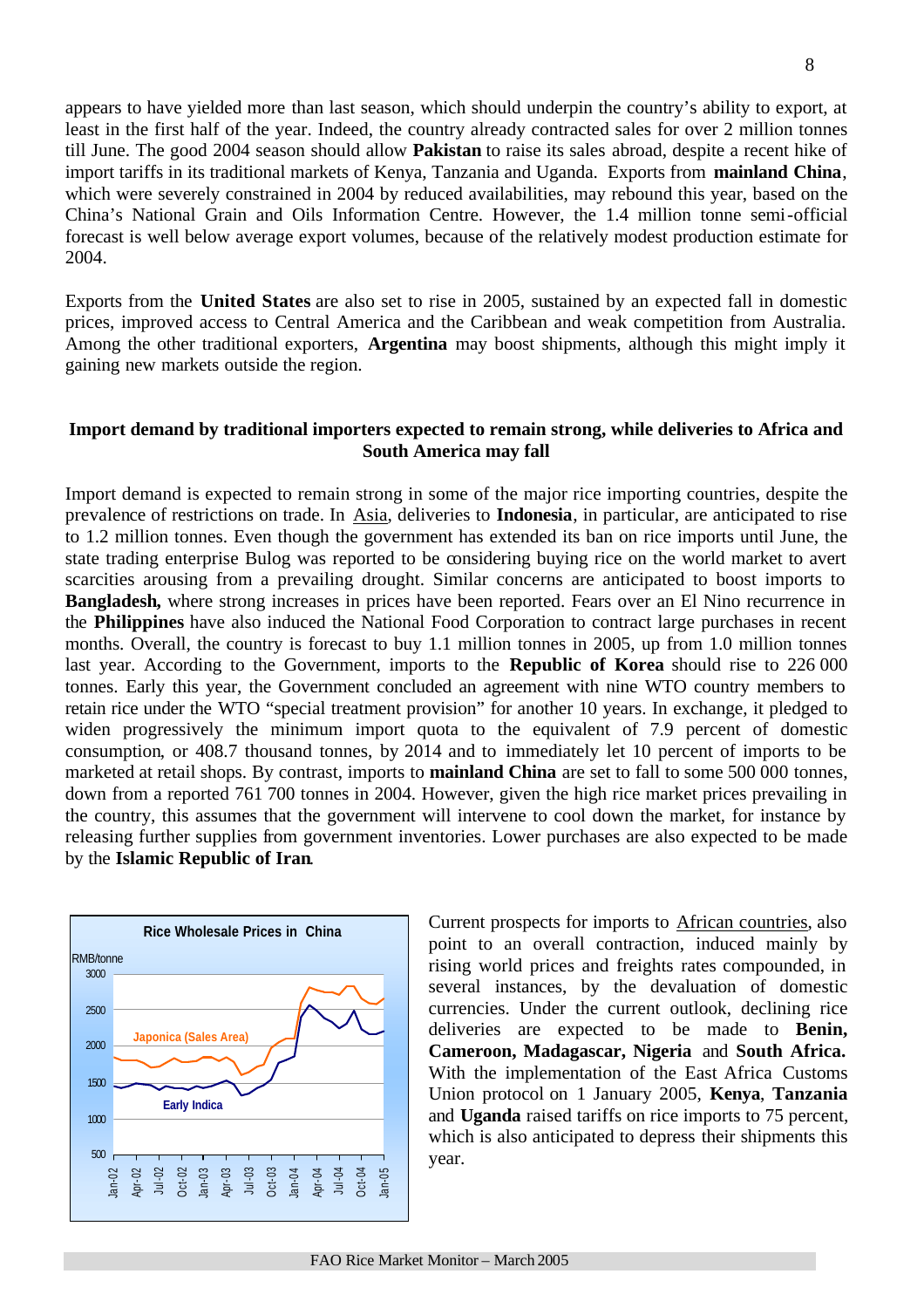appears to have yielded more than last season, which should underpin the country's ability to export, at least in the first half of the year. Indeed, the country already contracted sales for over 2 million tonnes till June. The good 2004 season should allow **Pakistan** to raise its sales abroad, despite a recent hike of import tariffs in its traditional markets of Kenya, Tanzania and Uganda. Exports from **mainland China**, which were severely constrained in 2004 by reduced availabilities, may rebound this year, based on the China's National Grain and Oils Information Centre. However, the 1.4 million tonne semi-official forecast is well below average export volumes, because of the relatively modest production estimate for 2004.

Exports from the **United States** are also set to rise in 2005, sustained by an expected fall in domestic prices, improved access to Central America and the Caribbean and weak competition from Australia. Among the other traditional exporters, **Argentina** may boost shipments, although this might imply it gaining new markets outside the region.

### Import demand by traditional importers expected to remain strong, while deliveries to Africa and South America may fall

Import demand is expected to remain strong in some of the major rice importing countries, despite the prevalence of restrictions on trade. In Asia, deliveries to **Indonesia**, in particular, are anticipated to rise to 1.2 million tonnes. Even though the government has extended its ban on rice imports until June, the state trading enterprise Bulog was reported to be considering buying rice on the world market to avert scarcities arousing from a prevailing drought. Similar concerns are anticipated to boost imports to **Bangladesh,** where strong increases in prices have been reported. Fears over an El Nino recurrence in the **Philippines** have also induced the National Food Corporation to contract large purchases in recent months. Overall, the country is forecast to buy 1.1 million tonnes in 2005, up from 1.0 million tonnes last year. According to the Government, imports to the **Republic of Korea** should rise to 226 000 tonnes. Early this year, the Government concluded an agreement with nine WTO country members to retain rice under the WTO "special treatment provision" for another 10 years. In exchange, it pledged to widen progressively the minimum import quota to the equivalent of 7.9 percent of domestic consumption, or 408.7 thousand tonnes, by 2014 and to immediately let 10 percent of imports to be marketed at retail shops. By contrast, imports to **mainland China** are set to fall to some 500 000 tonnes, down from a reported 761 700 tonnes in 2004. However, given the high rice market prices prevailing in the country, this assumes that the government will intervene to cool down the market, for instance by releasing further supplies from government inventories. Lower purchases are also expected to be made by the **Islamic Republic of Iran**.

Rice Wholesale Prices in China

Current prospects for imports to African countries, also point to an overall contraction, induced mainly by rising world prices and freights rates compounded, in several instances, by the devaluation of domestic currencies. Under the current outlook, declining rice deliveries are expected to be made to **Benin, Cameroon, Madagascar, Nigeria** and **South Africa.** With the implementation of the East Africa Customs Union protocol on 1 January 2005, **Kenya**, **Tanzania** and **Uganda** raised tariffs on rice imports to 75 percent, which is also anticipated to depress their shipments this year.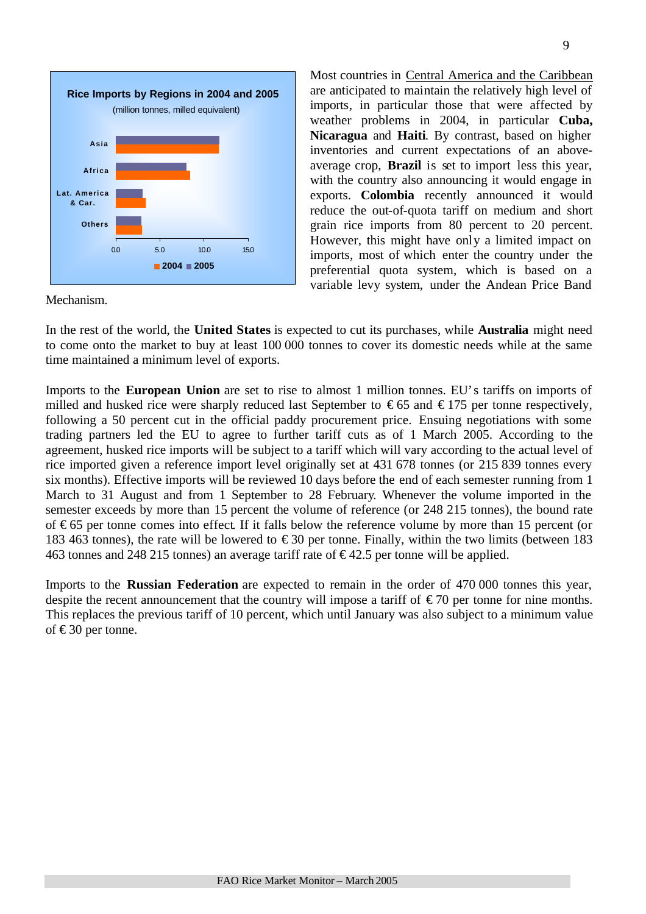Rice Imports by Regions in 2004 and 2005

(million tonnes, milled equivalent)

Most countries in Central America and the Caribbean are anticipated to maintain the relatively high level of imports, in particular those that were affected by weather problems in 2004, in particular **Cuba, Nicaragua** and **Haiti**. By contrast, based on higher inventories and current expectations of an above-average crop, **Brazil** is set to import less this year, with the country also announcing it would engage in exports. **Colombia** recently announced it would reduce the out-of-quota tariff on medium and short grain rice imports from 80 percent to 20 percent. However, this might have only a limited impact on imports, most of which enter the country under the preferential quota system, which is based on a variable levy system, under the Andean Price Band Mechanism.

In the rest of the world, the **United States** is expected to cut its purchases, while **Australia** might need to come onto the market to buy at least 100 000 tonnes to cover its domestic needs while at the same time maintained a minimum level of exports.

Imports to the **European Union** are set to rise to almost 1 million tonnes. EU's tariffs on imports of milled and husked rice were sharply reduced last September to € 65 and € 175 per tonne respectively, following a 50 percent cut in the official paddy procurement price. Ensuing negotiations with some trading partners led the EU to agree to further tariff cuts as of 1 March 2005. According to the agreement, husked rice imports will be subject to a tariff which will vary according to the actual level of rice imported given a reference import level originally set at 431 678 tonnes (or 215 839 tonnes every six months). Effective imports will be reviewed 10 days before the end of each semester running from 1 March to 31 August and from 1 September to 28 February. Whenever the volume imported in the semester exceeds by more than 15 percent the volume of reference (or 248 215 tonnes), the bound rate of € 65 per tonne comes into effect. If it falls below the reference volume by more than 15 percent (or 183 463 tonnes), the rate will be lowered to € 30 per tonne. Finally, within the two limits (between 183 463 tonnes and 248 215 tonnes) an average tariff rate of € 42.5 per tonne will be applied.

Imports to the **Russian Federation** are expected to remain in the order of 470 000 tonnes this year, despite the recent announcement that the country will impose a tariff of € 70 per tonne for nine months. This replaces the previous tariff of 10 percent, which until January was also subject to a minimum value of € 30 per tonne.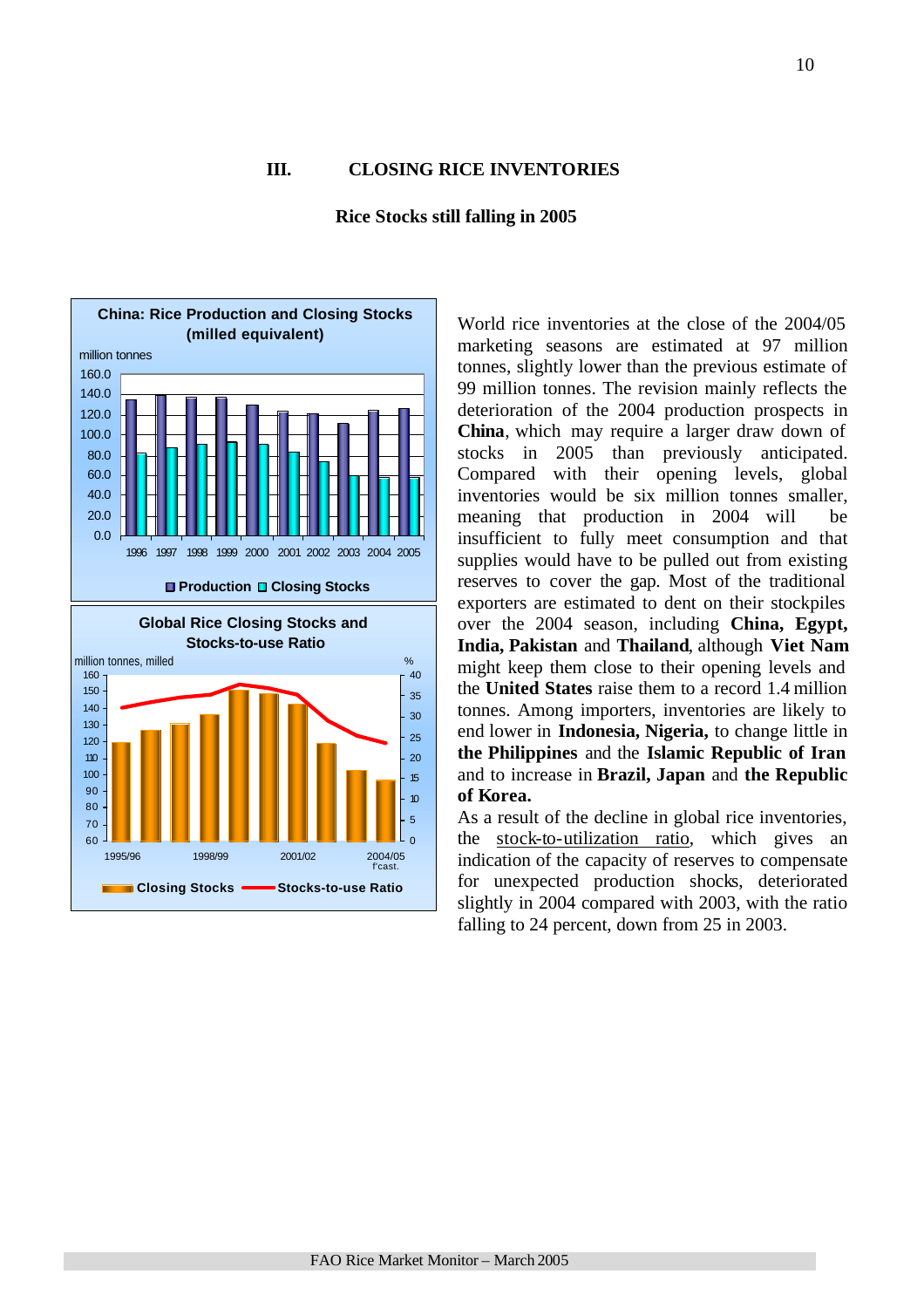# III. CLOSING RICE INVENTORIES

## Rice Stocks still falling in 2005

World rice inventories at the close of the 2004/05 marketing seasons are estimated at 97 million tonnes, slightly lower than the previous estimate of 99 million tonnes. The revision mainly reflects the deterioration of the 2004 production prospects in **China**, which may require a larger draw down of stocks in 2005 than previously anticipated. Compared with their opening levels, global inventories would be six million tonnes smaller, meaning that production in 2004 will be insufficient to fully meet consumption and that supplies would have to be pulled out from existing reserves to cover the gap. Most of the traditional exporters are estimated to dent on their stockpiles over the 2004 season, including **China, Egypt, India, Pakistan** and **Thailand**, although **Viet Nam** might keep them close to their opening levels and the **United States** raise them to a record 1.4 million tonnes. Among importers, inventories are likely to end lower in **Indonesia, Nigeria,** to change little in **the Philippines** and the **Islamic Republic of Iran** and to increase in **Brazil, Japan** and **the Republic of Korea.**

As a result of the decline in global rice inventories, the stock-to-utilization ratio, which gives an indication of the capacity of reserves to compensate for unexpected production shocks, deteriorated slightly in 2004 compared with 2003, with the ratio falling to 24 percent, down from 25 in 2003.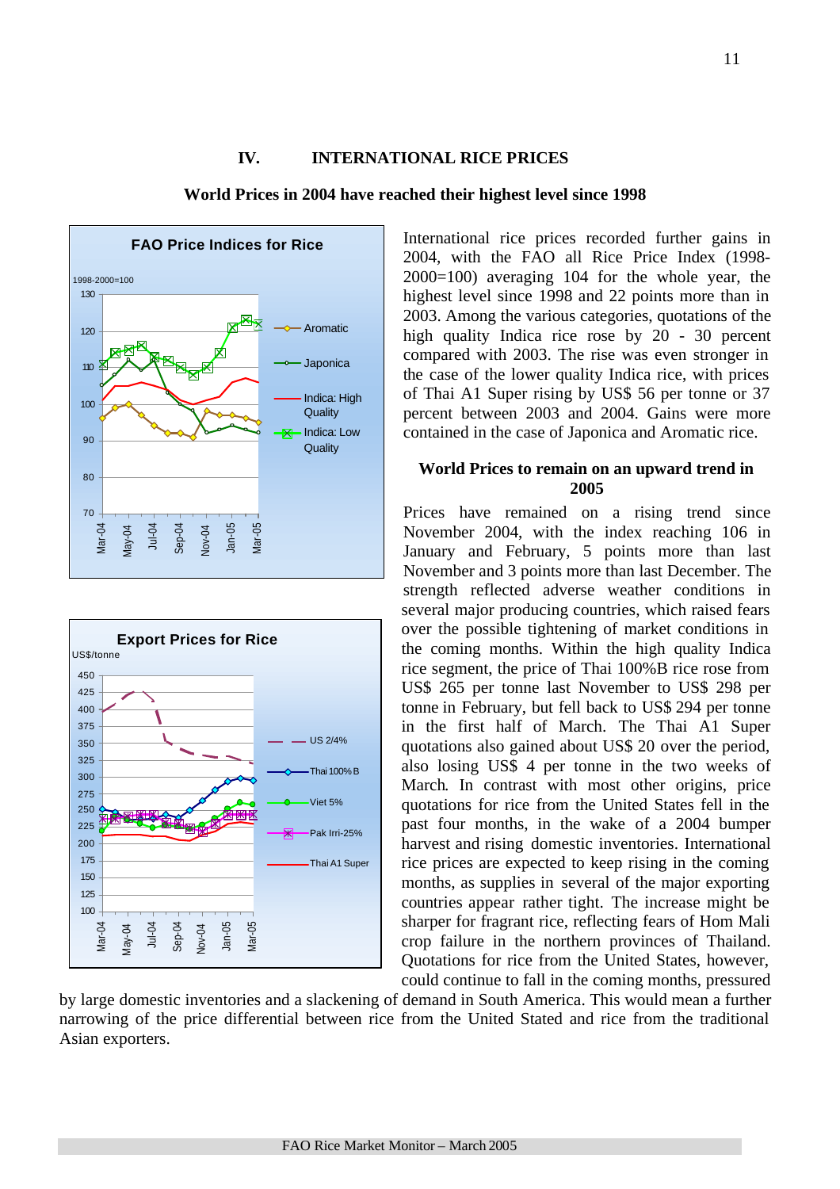## IV. INTERNATIONAL RICE PRICES

### World Prices in 2004 have reached their highest level since 1998

International rice prices recorded further gains in 2004, with the FAO all Rice Price Index (1998-2000=100) averaging 104 for the whole year, the highest level since 1998 and 22 points more than in 2003. Among the various categories, quotations of the high quality Indica rice rose by 20 - 30 percent compared with 2003. The rise was even stronger in the case of the lower quality Indica rice, with prices of Thai A1 Super rising by US$ 56 per tonne or 37 percent between 2003 and 2004. Gains were more contained in the case of Japonica and Aromatic rice.

### World Prices to remain on an upward trend in 2005

Prices have remained on a rising trend since November 2004, with the index reaching 106 in January and February, 5 points more than last November and 3 points more than last December. The strength reflected adverse weather conditions in several major producing countries, which raised fears over the possible tightening of market conditions in the coming months. Within the high quality Indica rice segment, the price of Thai 100%B rice rose from US$ 265 per tonne last November to US$ 298 per tonne in February, but fell back to US$ 294 per tonne in the first half of March. The Thai A1 Super quotations also gained about US$ 20 over the period, also losing US$ 4 per tonne in the two weeks of March. In contrast with most other origins, price quotations for rice from the United States fell in the past four months, in the wake of a 2004 bumper harvest and rising domestic inventories. International rice prices are expected to keep rising in the coming months, as supplies in several of the major exporting countries appear rather tight. The increase might be sharper for fragrant rice, reflecting fears of Hom Mali crop failure in the northern provinces of Thailand. Quotations for rice from the United States, however, could continue to fall in the coming months, pressured by large domestic inventories and a slackening of demand in South America. This would mean a further narrowing of the price differential between rice from the United Stated and rice from the traditional Asian exporters.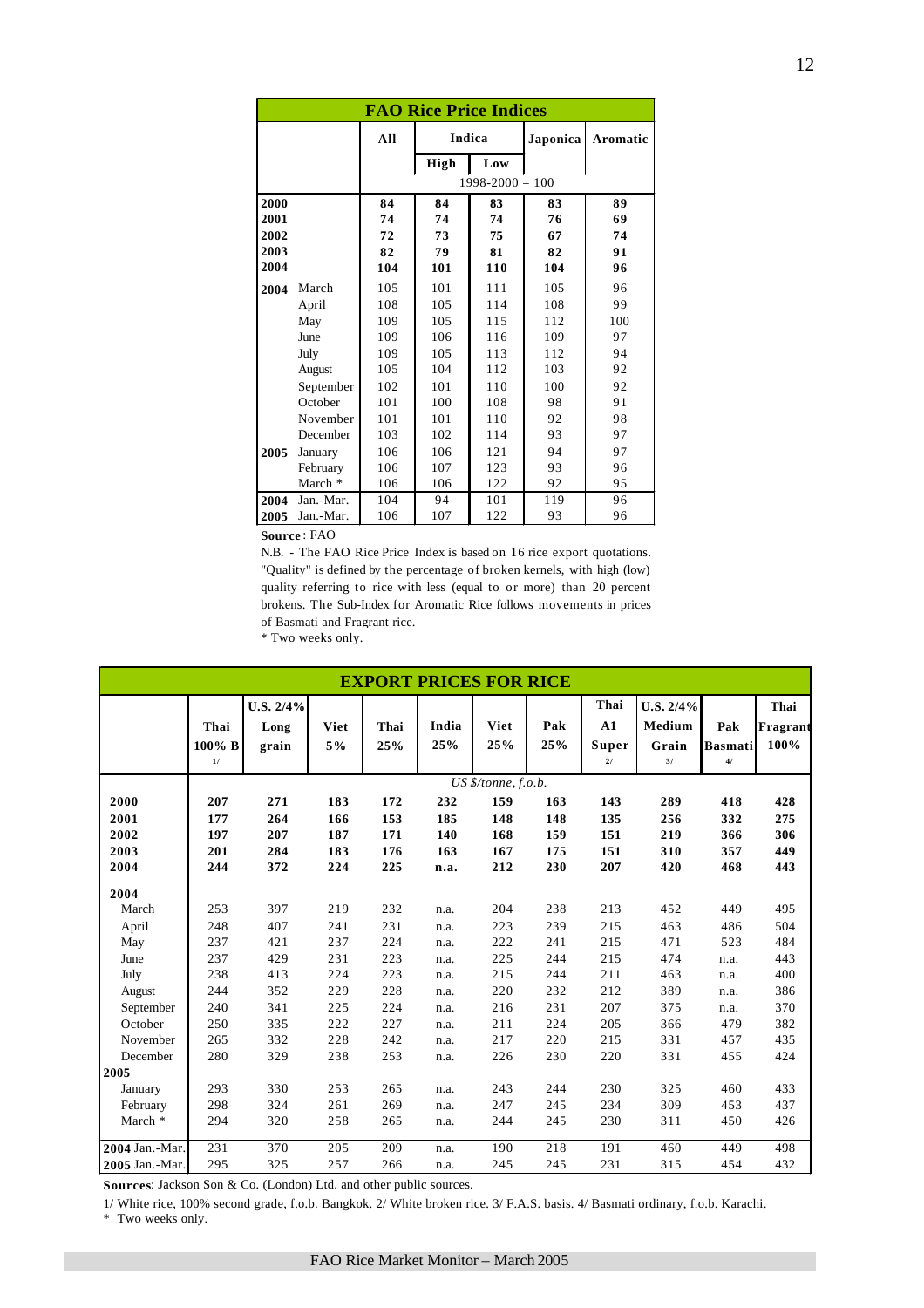## FAO Rice Price Indices

| | | All | Indica | | Japonica | Aromatic |
|---|---|---|---|---|---|---|
| | | | High | Low | | |
| | | 1998-2000 = 100 | | | | |
| **2000** | | **84** | **84** | **83** | **83** | **89** |
| **2001** | | **74** | **74** | **74** | **76** | **69** |
| **2002** | | **72** | **73** | **75** | **67** | **74** |
| **2003** | | **82** | **79** | **81** | **82** | **91** |
| **2004** | | **104** | **101** | **110** | **104** | **96** |
| **2004** | March | 105 | 101 | 111 | 105 | 96 |
| | April | 108 | 105 | 114 | 108 | 99 |
| | May | 109 | 105 | 115 | 112 | 100 |
| | June | 109 | 106 | 116 | 109 | 97 |
| | July | 109 | 105 | 113 | 112 | 94 |
| | August | 105 | 104 | 112 | 103 | 92 |
| | September | 102 | 101 | 110 | 100 | 92 |
| | October | 101 | 100 | 108 | 98 | 91 |
| | November | 101 | 101 | 110 | 92 | 98 |
| | December | 103 | 102 | 114 | 93 | 97 |
| **2005** | January | 106 | 106 | 121 | 94 | 97 |
| | February | 106 | 107 | 123 | 93 | 96 |
| | March * | 106 | 106 | 122 | 92 | 95 |
| **2004** | Jan.-Mar. | 104 | 94 | 101 | 119 | 96 |
| **2005** | Jan.-Mar. | 106 | 107 | 122 | 93 | 96 |

**Source**: FAO

N.B. - The FAO Rice Price Index is based on 16 rice export quotations. "Quality" is defined by the percentage of broken kernels, with high (low) quality referring to rice with less (equal to or more) than 20 percent brokens. The Sub-Index for Aromatic Rice follows movements in prices of Basmati and Fragrant rice.

\* Two weeks only.

## EXPORT PRICES FOR RICE

| | Thai 100% B 1/ | U.S. 2/4% Long grain | Viet 5% | Thai 25% | India 25% | Viet 25% | Pak 25% | Thai A1 Super 2/ | U.S. 2/4% Medium Grain 3/ | Pak Basmati 4/ | Thai Fragrant 100% |
|---|---|---|---|---|---|---|---|---|---|---|---|
| | *US $/tonne, f.o.b.* | | | | | | | | | | |
| **2000** | **207** | **271** | **183** | **172** | **232** | **159** | **163** | **143** | **289** | **418** | **428** |
| **2001** | **177** | **264** | **166** | **153** | **185** | **148** | **148** | **135** | **256** | **332** | **275** |
| **2002** | **197** | **207** | **187** | **171** | **140** | **168** | **159** | **151** | **219** | **366** | **306** |
| **2003** | **201** | **284** | **183** | **176** | **163** | **167** | **175** | **151** | **310** | **357** | **449** |
| **2004** | **244** | **372** | **224** | **225** | **n.a.** | **212** | **230** | **207** | **420** | **468** | **443** |
| **2004** | | | | | | | | | | | |
| March | 253 | 397 | 219 | 232 | n.a. | 204 | 238 | 213 | 452 | 449 | 495 |
| April | 248 | 407 | 241 | 231 | n.a. | 223 | 239 | 215 | 463 | 486 | 504 |
| May | 237 | 421 | 237 | 224 | n.a. | 222 | 241 | 215 | 471 | 523 | 484 |
| June | 237 | 429 | 231 | 223 | n.a. | 225 | 244 | 215 | 474 | n.a. | 443 |
| July | 238 | 413 | 224 | 223 | n.a. | 215 | 244 | 211 | 463 | n.a. | 400 |
| August | 244 | 352 | 229 | 228 | n.a. | 220 | 232 | 212 | 389 | n.a. | 386 |
| September | 240 | 341 | 225 | 224 | n.a. | 216 | 231 | 207 | 375 | n.a. | 370 |
| October | 250 | 335 | 222 | 227 | n.a. | 211 | 224 | 205 | 366 | 479 | 382 |
| November | 265 | 332 | 228 | 242 | n.a. | 217 | 220 | 215 | 331 | 457 | 435 |
| December | 280 | 329 | 238 | 253 | n.a. | 226 | 230 | 220 | 331 | 455 | 424 |
| **2005** | | | | | | | | | | | |
| January | 293 | 330 | 253 | 265 | n.a. | 243 | 244 | 230 | 325 | 460 | 433 |
| February | 298 | 324 | 261 | 269 | n.a. | 247 | 245 | 234 | 309 | 453 | 437 |
| March * | 294 | 320 | 258 | 265 | n.a. | 244 | 245 | 230 | 311 | 450 | 426 |
| **2004** Jan.-Mar. | 231 | 370 | 205 | 209 | n.a. | 190 | 218 | 191 | 460 | 449 | 498 |
| **2005** Jan.-Mar. | 295 | 325 | 257 | 266 | n.a. | 245 | 245 | 231 | 315 | 454 | 432 |

**Sources**: Jackson Son & Co. (London) Ltd. and other public sources.

1/ White rice, 100% second grade, f.o.b. Bangkok. 2/ White broken rice. 3/ F.A.S. basis. 4/ Basmati ordinary, f.o.b. Karachi.

\* Two weeks only.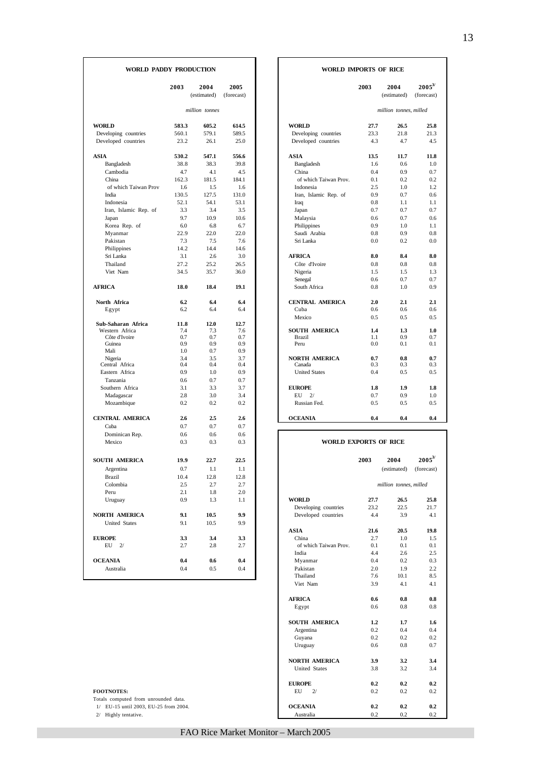## WORLD PADDY PRODUCTION

| | 2003 | 2004 (estimated) | 2005 (forecast) |
|---|---|---|---|
| | *million tonnes* | | |
| **WORLD** | **583.3** | **605.2** | **614.5** |
| Developing countries | 560.1 | 579.1 | 589.5 |
| Developed countries | 23.2 | 26.1 | 25.0 |
| **ASIA** | **530.2** | **547.1** | **556.6** |
| Bangladesh | 38.8 | 38.3 | 39.8 |
| Cambodia | 4.7 | 4.1 | 4.5 |
| China | 162.3 | 181.5 | 184.1 |
| of which Taiwan Prov | 1.6 | 1.5 | 1.6 |
| India | 130.5 | 127.5 | 131.0 |
| Indonesia | 52.1 | 54.1 | 53.1 |
| Iran, Islamic Rep. of | 3.3 | 3.4 | 3.5 |
| Japan | 9.7 | 10.9 | 10.6 |
| Korea Rep. of | 6.0 | 6.8 | 6.7 |
| Myanmar | 22.9 | 22.0 | 22.0 |
| Pakistan | 7.3 | 7.5 | 7.6 |
| Philippines | 14.2 | 14.4 | 14.6 |
| Sri Lanka | 3.1 | 2.6 | 3.0 |
| Thailand | 27.2 | 25.2 | 26.5 |
| Viet Nam | 34.5 | 35.7 | 36.0 |
| **AFRICA** | **18.0** | **18.4** | **19.1** |
| **North Africa** | **6.2** | **6.4** | **6.4** |
| Egypt | 6.2 | 6.4 | 6.4 |
| **Sub-Saharan Africa** | **11.8** | **12.0** | **12.7** |
| Western Africa | 7.4 | 7.3 | 7.6 |
| Côte d'Ivoire | 0.7 | 0.7 | 0.7 |
| Guinea | 0.9 | 0.9 | 0.9 |
| Mali | 1.0 | 0.7 | 0.9 |
| Nigeria | 3.4 | 3.5 | 3.7 |
| Central Africa | 0.4 | 0.4 | 0.4 |
| Eastern Africa | 0.9 | 1.0 | 0.9 |
| Tanzania | 0.6 | 0.7 | 0.7 |
| Southern Africa | 3.1 | 3.3 | 3.7 |
| Madagascar | 2.8 | 3.0 | 3.4 |
| Mozambique | 0.2 | 0.2 | 0.2 |
| **CENTRAL AMERICA** | **2.6** | **2.5** | **2.6** |
| Cuba | 0.7 | 0.7 | 0.7 |
| Dominican Rep. | 0.6 | 0.6 | 0.6 |
| Mexico | 0.3 | 0.3 | 0.3 |
| **SOUTH AMERICA** | **19.9** | **22.7** | **22.5** |
| Argentina | 0.7 | 1.1 | 1.1 |
| Brazil | 10.4 | 12.8 | 12.8 |
| Colombia | 2.5 | 2.7 | 2.7 |
| Peru | 2.1 | 1.8 | 2.0 |
| Uruguay | 0.9 | 1.3 | 1.1 |
| **NORTH AMERICA** | **9.1** | **10.5** | **9.9** |
| United States | 9.1 | 10.5 | 9.9 |
| **EUROPE** | **3.3** | **3.4** | **3.3** |
| EU 2/ | 2.7 | 2.8 | 2.7 |
| **OCEANIA** | **0.4** | **0.6** | **0.4** |
| Australia | 0.4 | 0.5 | 0.4 |

## WORLD IMPORTS OF RICE

| | 2003 | 2004 (estimated) | 2005 3/ (forecast) |
|---|---|---|---|
| | *million tonnes, milled* | | |
| **WORLD** | **27.7** | **26.5** | **25.8** |
| Developing countries | 23.3 | 21.8 | 21.3 |
| Developed countries | 4.3 | 4.7 | 4.5 |
| **ASIA** | **13.5** | **11.7** | **11.8** |
| Bangladesh | 1.6 | 0.6 | 1.0 |
| China | 0.4 | 0.9 | 0.7 |
| of which Taiwan Prov. | 0.1 | 0.2 | 0.2 |
| Indonesia | 2.5 | 1.0 | 1.2 |
| Iran, Islamic Rep. of | 0.9 | 0.7 | 0.6 |
| Iraq | 0.8 | 1.1 | 1.1 |
| Japan | 0.7 | 0.7 | 0.7 |
| Malaysia | 0.6 | 0.7 | 0.6 |
| Philippines | 0.9 | 1.0 | 1.1 |
| Saudi Arabia | 0.8 | 0.9 | 0.8 |
| Sri Lanka | 0.0 | 0.2 | 0.0 |
| **AFRICA** | **8.0** | **8.4** | **8.0** |
| Côte d'Ivoire | 0.8 | 0.8 | 0.8 |
| Nigeria | 1.5 | 1.5 | 1.3 |
| Senegal | 0.6 | 0.7 | 0.7 |
| South Africa | 0.8 | 1.0 | 0.9 |
| **CENTRAL AMERICA** | **2.0** | **2.1** | **2.1** |
| Cuba | 0.6 | 0.6 | 0.6 |
| Mexico | 0.5 | 0.5 | 0.5 |
| **SOUTH AMERICA** | **1.4** | **1.3** | **1.0** |
| Brazil | 1.1 | 0.9 | 0.7 |
| Peru | 0.0 | 0.1 | 0.1 |
| **NORTH AMERICA** | **0.7** | **0.8** | **0.7** |
| Canada | 0.3 | 0.3 | 0.3 |
| United States | 0.4 | 0.5 | 0.5 |
| **EUROPE** | **1.8** | **1.9** | **1.8** |
| EU 2/ | 0.7 | 0.9 | 1.0 |
| Russian Fed. | 0.5 | 0.5 | 0.5 |
| **OCEANIA** | **0.4** | **0.4** | **0.4** |

## WORLD EXPORTS OF RICE

| | 2003 | 2004 (estimated) | 2005 3/ (forecast) |
|---|---|---|---|
| | *million tonnes, milled* | | |
| **WORLD** | **27.7** | **26.5** | **25.8** |
| Developing countries | 23.2 | 22.5 | 21.7 |
| Developed countries | 4.4 | 3.9 | 4.1 |
| **ASIA** | **21.6** | **20.5** | **19.8** |
| China | 2.7 | 1.0 | 1.5 |
| of which Taiwan Prov. | 0.1 | 0.1 | 0.1 |
| India | 4.4 | 2.6 | 2.5 |
| Myanmar | 0.4 | 0.2 | 0.3 |
| Pakistan | 2.0 | 1.9 | 2.2 |
| Thailand | 7.6 | 10.1 | 8.5 |
| Viet Nam | 3.9 | 4.1 | 4.1 |
| **AFRICA** | **0.6** | **0.8** | **0.8** |
| Egypt | 0.6 | 0.8 | 0.8 |
| **SOUTH AMERICA** | **1.2** | **1.7** | **1.6** |
| Argentina | 0.2 | 0.4 | 0.4 |
| Guyana | 0.2 | 0.2 | 0.2 |
| Uruguay | 0.6 | 0.8 | 0.7 |
| **NORTH AMERICA** | **3.9** | **3.2** | **3.4** |
| United States | 3.8 | 3.2 | 3.4 |
| **EUROPE** | **0.2** | **0.2** | **0.2** |
| EU 2/ | 0.2 | 0.2 | 0.2 |
| **OCEANIA** | **0.2** | **0.2** | **0.2** |
| Australia | 0.2 | 0.2 | 0.2 |

**FOOTNOTES:**

Totals computed from unrounded data.

1/ EU-15 until 2003, EU-25 from 2004.

2/ Highly tentative.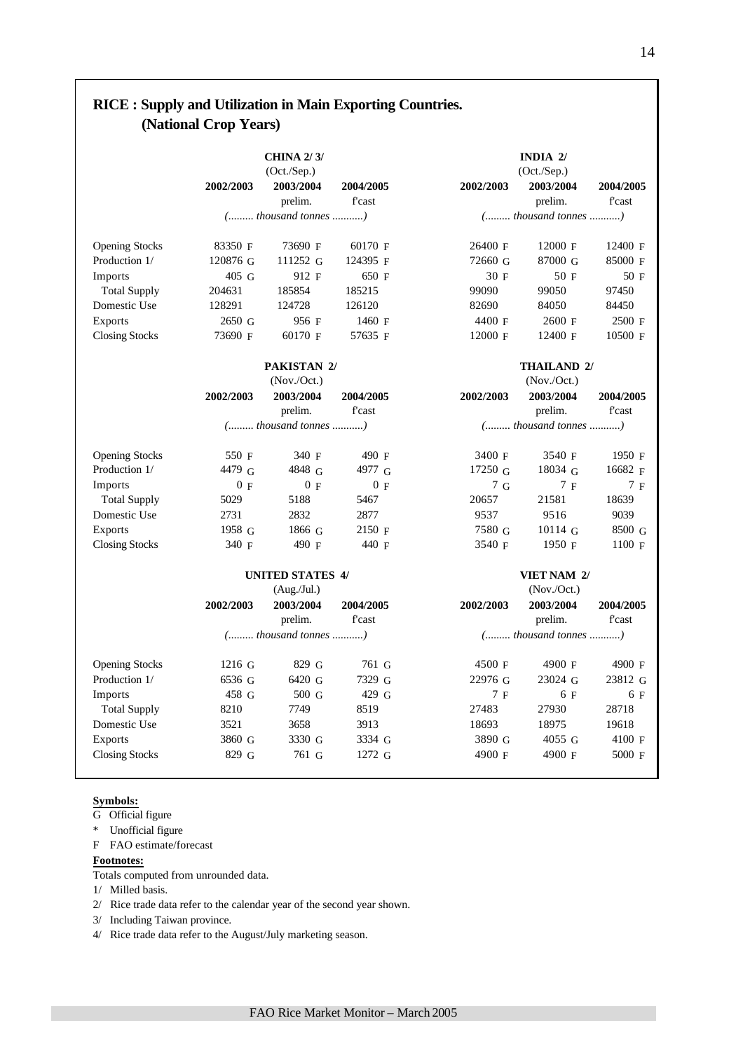## RICE : Supply and Utilization in Main Exporting Countries. (National Crop Years)

| | CHINA 2/ 3/ (Oct./Sep.) | | | INDIA 2/ (Oct./Sep.) | | |
|---|---|---|---|---|---|---|
| | 2002/2003 | 2003/2004 prelim. | 2004/2005 f'cast | 2002/2003 | 2003/2004 prelim. | 2004/2005 f'cast |
| | *(......... thousand tonnes ...........)* | | | *(......... thousand tonnes ...........)* | | |
| Opening Stocks | 83350 F | 73690 F | 60170 F | 26400 F | 12000 F | 12400 F |
| Production 1/ | 120876 G | 111252 G | 124395 F | 72660 G | 87000 G | 85000 F |
| Imports | 405 G | 912 F | 650 F | 30 F | 50 F | 50 F |
| Total Supply | 204631 | 185854 | 185215 | 99090 | 99050 | 97450 |
| Domestic Use | 128291 | 124728 | 126120 | 82690 | 84050 | 84450 |
| Exports | 2650 G | 956 F | 1460 F | 4400 F | 2600 F | 2500 F |
| Closing Stocks | 73690 F | 60170 F | 57635 F | 12000 F | 12400 F | 10500 F |

| | PAKISTAN 2/ (Nov./Oct.) | | | THAILAND 2/ (Nov./Oct.) | | |
|---|---|---|---|---|---|---|
| | 2002/2003 | 2003/2004 prelim. | 2004/2005 f'cast | 2002/2003 | 2003/2004 prelim. | 2004/2005 f'cast |
| | *(......... thousand tonnes ...........)* | | | *(......... thousand tonnes ...........)* | | |
| Opening Stocks | 550 F | 340 F | 490 F | 3400 F | 3540 F | 1950 F |
| Production 1/ | 4479 G | 4848 G | 4977 G | 17250 G | 18034 G | 16682 F |
| Imports | 0 F | 0 F | 0 F | 7 G | 7 F | 7 F |
| Total Supply | 5029 | 5188 | 5467 | 20657 | 21581 | 18639 |
| Domestic Use | 2731 | 2832 | 2877 | 9537 | 9516 | 9039 |
| Exports | 1958 G | 1866 G | 2150 F | 7580 G | 10114 G | 8500 G |
| Closing Stocks | 340 F | 490 F | 440 F | 3540 F | 1950 F | 1100 F |

| | UNITED STATES 4/ (Aug./Jul.) | | | VIET NAM 2/ (Nov./Oct.) | | |
|---|---|---|---|---|---|---|
| | 2002/2003 | 2003/2004 prelim. | 2004/2005 f'cast | 2002/2003 | 2003/2004 prelim. | 2004/2005 f'cast |
| | *(......... thousand tonnes ...........)* | | | *(......... thousand tonnes ...........)* | | |
| Opening Stocks | 1216 G | 829 G | 761 G | 4500 F | 4900 F | 4900 F |
| Production 1/ | 6536 G | 6420 G | 7329 G | 22976 G | 23024 G | 23812 G |
| Imports | 458 G | 500 G | 429 G | 7 F | 6 F | 6 F |
| Total Supply | 8210 | 7749 | 8519 | 27483 | 27930 | 28718 |
| Domestic Use | 3521 | 3658 | 3913 | 18693 | 18975 | 19618 |
| Exports | 3860 G | 3330 G | 3334 G | 3890 G | 4055 G | 4100 F |
| Closing Stocks | 829 G | 761 G | 1272 G | 4900 F | 4900 F | 5000 F |

**Symbols:**

G Official figure

\* Unofficial figure

F FAO estimate/forecast

**Footnotes:**

Totals computed from unrounded data.

1/ Milled basis.

2/ Rice trade data refer to the calendar year of the second year shown.

3/ Including Taiwan province.

4/ Rice trade data refer to the August/July marketing season.